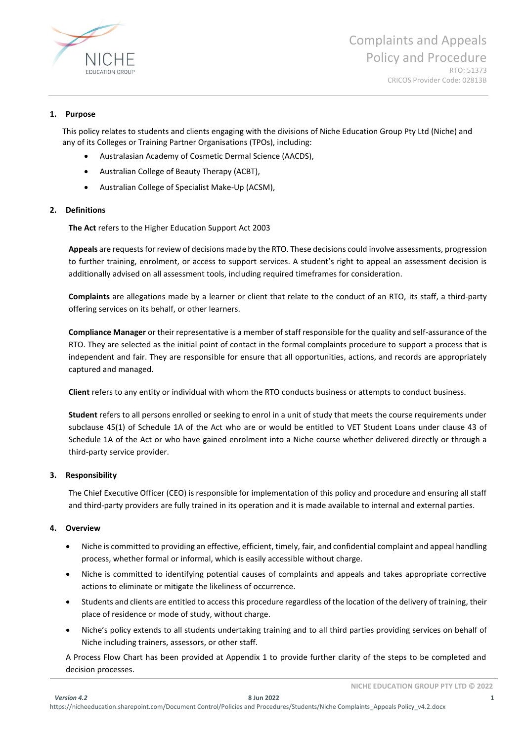# Complaints and Appeals Policy and Procedure

RTO: 51373
CRICOS Provider Code: 02813B

## 1. Purpose

This policy relates to students and clients engaging with the divisions of Niche Education Group Pty Ltd (Niche) and any of its Colleges or Training Partner Organisations (TPOs), including:

- Australasian Academy of Cosmetic Dermal Science (AACDS),
- Australian College of Beauty Therapy (ACBT),
- Australian College of Specialist Make-Up (ACSM),

## 2. Definitions

**The Act** refers to the Higher Education Support Act 2003

**Appeals** are requests for review of decisions made by the RTO. These decisions could involve assessments, progression to further training, enrolment, or access to support services. A student's right to appeal an assessment decision is additionally advised on all assessment tools, including required timeframes for consideration.

**Complaints** are allegations made by a learner or client that relate to the conduct of an RTO, its staff, a third-party offering services on its behalf, or other learners.

**Compliance Manager** or their representative is a member of staff responsible for the quality and self-assurance of the RTO. They are selected as the initial point of contact in the formal complaints procedure to support a process that is independent and fair. They are responsible for ensure that all opportunities, actions, and records are appropriately captured and managed.

**Client** refers to any entity or individual with whom the RTO conducts business or attempts to conduct business.

**Student** refers to all persons enrolled or seeking to enrol in a unit of study that meets the course requirements under subclause 45(1) of Schedule 1A of the Act who are or would be entitled to VET Student Loans under clause 43 of Schedule 1A of the Act or who have gained enrolment into a Niche course whether delivered directly or through a third-party service provider.

## 3. Responsibility

The Chief Executive Officer (CEO) is responsible for implementation of this policy and procedure and ensuring all staff and third-party providers are fully trained in its operation and it is made available to internal and external parties.

## 4. Overview

- Niche is committed to providing an effective, efficient, timely, fair, and confidential complaint and appeal handling process, whether formal or informal, which is easily accessible without charge.
- Niche is committed to identifying potential causes of complaints and appeals and takes appropriate corrective actions to eliminate or mitigate the likeliness of occurrence.
- Students and clients are entitled to access this procedure regardless of the location of the delivery of training, their place of residence or mode of study, without charge.
- Niche's policy extends to all students undertaking training and to all third parties providing services on behalf of Niche including trainers, assessors, or other staff.

A Process Flow Chart has been provided at Appendix 1 to provide further clarity of the steps to be completed and decision processes.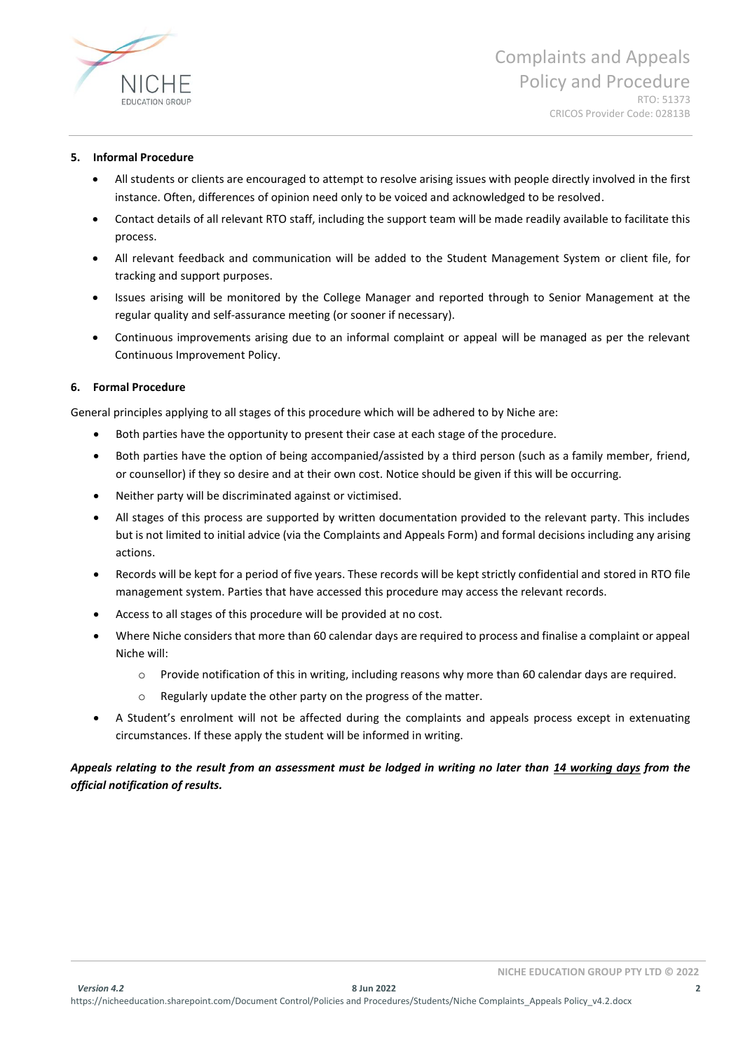## 5. Informal Procedure

- All students or clients are encouraged to attempt to resolve arising issues with people directly involved in the first instance. Often, differences of opinion need only to be voiced and acknowledged to be resolved.
- Contact details of all relevant RTO staff, including the support team will be made readily available to facilitate this process.
- All relevant feedback and communication will be added to the Student Management System or client file, for tracking and support purposes.
- Issues arising will be monitored by the College Manager and reported through to Senior Management at the regular quality and self-assurance meeting (or sooner if necessary).
- Continuous improvements arising due to an informal complaint or appeal will be managed as per the relevant Continuous Improvement Policy.

## 6. Formal Procedure

General principles applying to all stages of this procedure which will be adhered to by Niche are:

- Both parties have the opportunity to present their case at each stage of the procedure.
- Both parties have the option of being accompanied/assisted by a third person (such as a family member, friend, or counsellor) if they so desire and at their own cost. Notice should be given if this will be occurring.
- Neither party will be discriminated against or victimised.
- All stages of this process are supported by written documentation provided to the relevant party. This includes but is not limited to initial advice (via the Complaints and Appeals Form) and formal decisions including any arising actions.
- Records will be kept for a period of five years. These records will be kept strictly confidential and stored in RTO file management system. Parties that have accessed this procedure may access the relevant records.
- Access to all stages of this procedure will be provided at no cost.
- Where Niche considers that more than 60 calendar days are required to process and finalise a complaint or appeal Niche will:
    - Provide notification of this in writing, including reasons why more than 60 calendar days are required.
    - Regularly update the other party on the progress of the matter.
- A Student's enrolment will not be affected during the complaints and appeals process except in extenuating circumstances. If these apply the student will be informed in writing.

***Appeals relating to the result from an assessment must be lodged in writing no later than <u>14 working days</u> from the official notification of results.***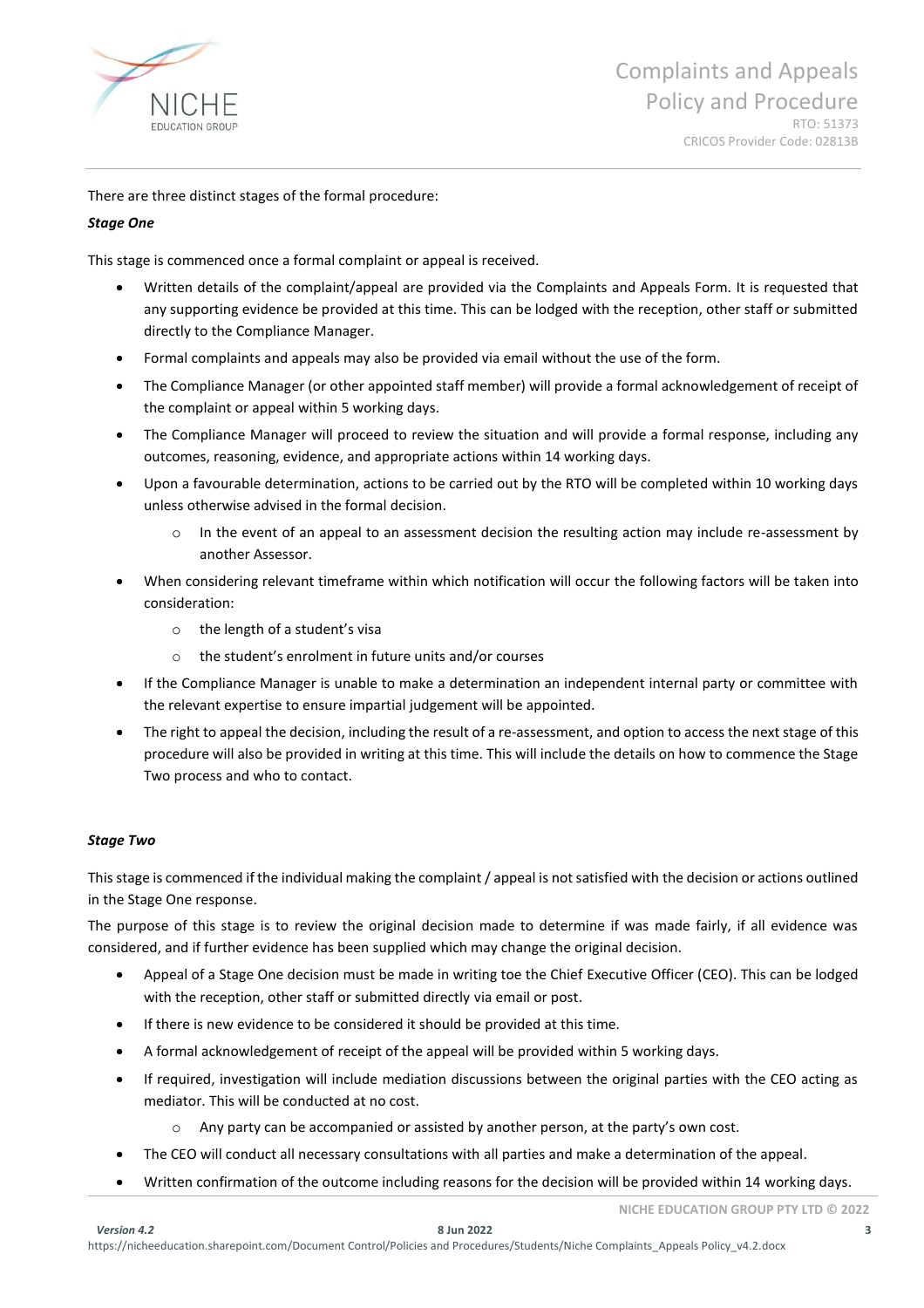There are three distinct stages of the formal procedure:

***Stage One***

This stage is commenced once a formal complaint or appeal is received.

- Written details of the complaint/appeal are provided via the Complaints and Appeals Form. It is requested that any supporting evidence be provided at this time. This can be lodged with the reception, other staff or submitted directly to the Compliance Manager.
- Formal complaints and appeals may also be provided via email without the use of the form.
- The Compliance Manager (or other appointed staff member) will provide a formal acknowledgement of receipt of the complaint or appeal within 5 working days.
- The Compliance Manager will proceed to review the situation and will provide a formal response, including any outcomes, reasoning, evidence, and appropriate actions within 14 working days.
- Upon a favourable determination, actions to be carried out by the RTO will be completed within 10 working days unless otherwise advised in the formal decision.
    - In the event of an appeal to an assessment decision the resulting action may include re-assessment by another Assessor.
- When considering relevant timeframe within which notification will occur the following factors will be taken into consideration:
    - the length of a student's visa
    - the student's enrolment in future units and/or courses
- If the Compliance Manager is unable to make a determination an independent internal party or committee with the relevant expertise to ensure impartial judgement will be appointed.
- The right to appeal the decision, including the result of a re-assessment, and option to access the next stage of this procedure will also be provided in writing at this time. This will include the details on how to commence the Stage Two process and who to contact.

***Stage Two***

This stage is commenced if the individual making the complaint / appeal is not satisfied with the decision or actions outlined in the Stage One response.

The purpose of this stage is to review the original decision made to determine if was made fairly, if all evidence was considered, and if further evidence has been supplied which may change the original decision.

- Appeal of a Stage One decision must be made in writing toe the Chief Executive Officer (CEO). This can be lodged with the reception, other staff or submitted directly via email or post.
- If there is new evidence to be considered it should be provided at this time.
- A formal acknowledgement of receipt of the appeal will be provided within 5 working days.
- If required, investigation will include mediation discussions between the original parties with the CEO acting as mediator. This will be conducted at no cost.
    - Any party can be accompanied or assisted by another person, at the party's own cost.
- The CEO will conduct all necessary consultations with all parties and make a determination of the appeal.
- Written confirmation of the outcome including reasons for the decision will be provided within 14 working days.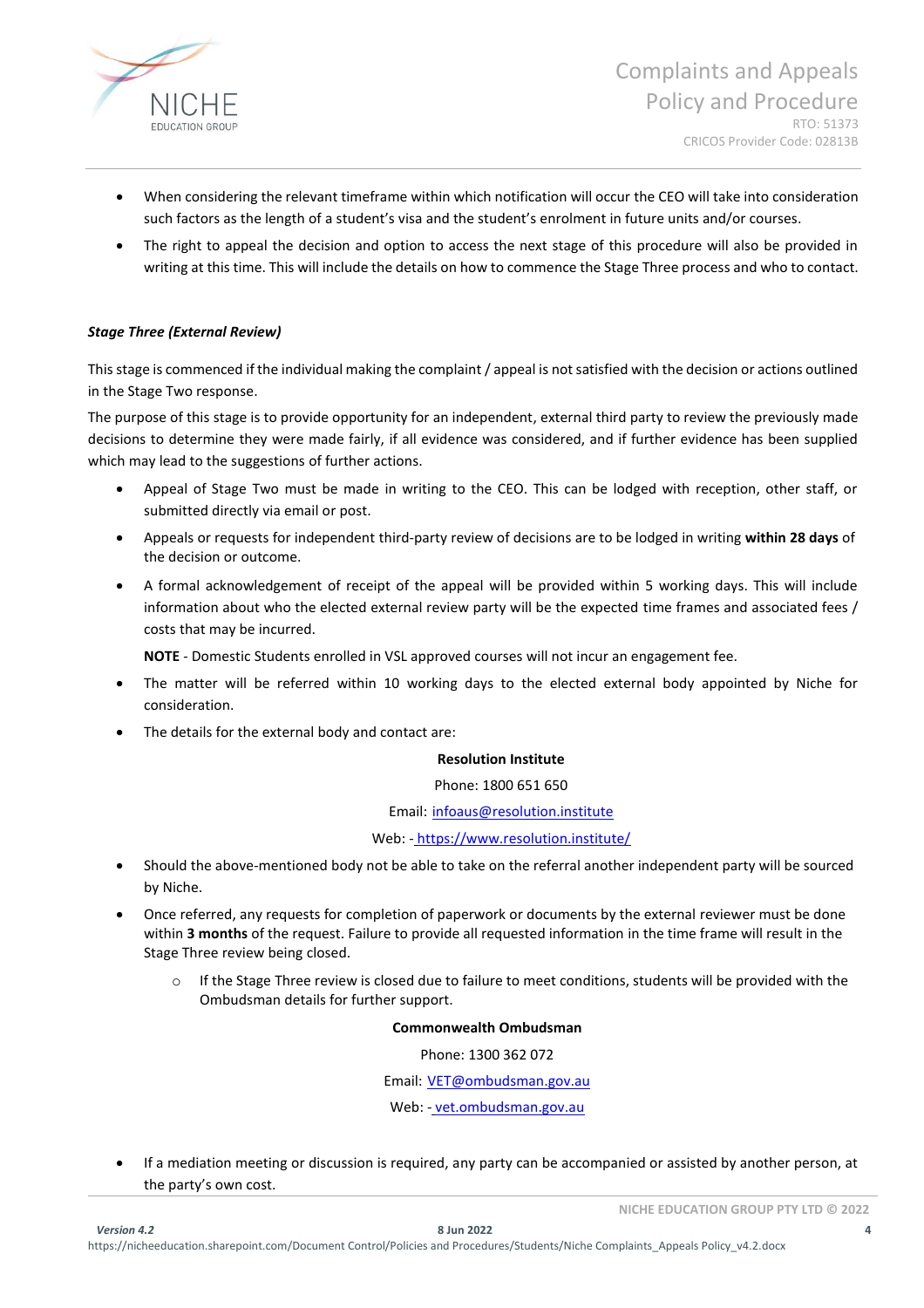- When considering the relevant timeframe within which notification will occur the CEO will take into consideration such factors as the length of a student's visa and the student's enrolment in future units and/or courses.
- The right to appeal the decision and option to access the next stage of this procedure will also be provided in writing at this time. This will include the details on how to commence the Stage Three process and who to contact.

***Stage Three (External Review)***

This stage is commenced if the individual making the complaint / appeal is not satisfied with the decision or actions outlined in the Stage Two response.

The purpose of this stage is to provide opportunity for an independent, external third party to review the previously made decisions to determine they were made fairly, if all evidence was considered, and if further evidence has been supplied which may lead to the suggestions of further actions.

- Appeal of Stage Two must be made in writing to the CEO. This can be lodged with reception, other staff, or submitted directly via email or post.
- Appeals or requests for independent third-party review of decisions are to be lodged in writing **within 28 days** of the decision or outcome.
- A formal acknowledgement of receipt of the appeal will be provided within 5 working days. This will include information about who the elected external review party will be the expected time frames and associated fees / costs that may be incurred.

  **NOTE** - Domestic Students enrolled in VSL approved courses will not incur an engagement fee.
- The matter will be referred within 10 working days to the elected external body appointed by Niche for consideration.
- The details for the external body and contact are:

  **Resolution Institute**

  Phone: 1800 651 650

  Email: infoaus@resolution.institute

  Web: - https://www.resolution.institute/
- Should the above-mentioned body not be able to take on the referral another independent party will be sourced by Niche.
- Once referred, any requests for completion of paperwork or documents by the external reviewer must be done within **3 months** of the request. Failure to provide all requested information in the time frame will result in the Stage Three review being closed.
  - If the Stage Three review is closed due to failure to meet conditions, students will be provided with the Ombudsman details for further support.

  **Commonwealth Ombudsman**

  Phone: 1300 362 072

  Email: VET@ombudsman.gov.au

  Web: - vet.ombudsman.gov.au
- If a mediation meeting or discussion is required, any party can be accompanied or assisted by another person, at the party's own cost.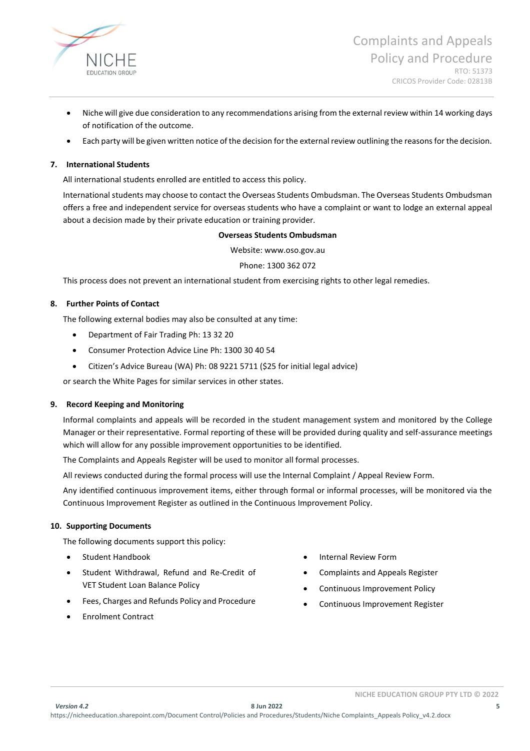- Niche will give due consideration to any recommendations arising from the external review within 14 working days of notification of the outcome.
- Each party will be given written notice of the decision for the external review outlining the reasons for the decision.

## 7. International Students

All international students enrolled are entitled to access this policy.

International students may choose to contact the Overseas Students Ombudsman. The Overseas Students Ombudsman offers a free and independent service for overseas students who have a complaint or want to lodge an external appeal about a decision made by their private education or training provider.

**Overseas Students Ombudsman**

Website: www.oso.gov.au

Phone: 1300 362 072

This process does not prevent an international student from exercising rights to other legal remedies.

## 8. Further Points of Contact

The following external bodies may also be consulted at any time:

- Department of Fair Trading Ph: 13 32 20
- Consumer Protection Advice Line Ph: 1300 30 40 54
- Citizen's Advice Bureau (WA) Ph: 08 9221 5711 ($25 for initial legal advice)

or search the White Pages for similar services in other states.

## 9. Record Keeping and Monitoring

Informal complaints and appeals will be recorded in the student management system and monitored by the College Manager or their representative. Formal reporting of these will be provided during quality and self-assurance meetings which will allow for any possible improvement opportunities to be identified.

The Complaints and Appeals Register will be used to monitor all formal processes.

All reviews conducted during the formal process will use the Internal Complaint / Appeal Review Form.

Any identified continuous improvement items, either through formal or informal processes, will be monitored via the Continuous Improvement Register as outlined in the Continuous Improvement Policy.

## 10. Supporting Documents

The following documents support this policy:

- Student Handbook
- Student Withdrawal, Refund and Re-Credit of VET Student Loan Balance Policy
- Fees, Charges and Refunds Policy and Procedure
- Enrolment Contract
- Internal Review Form
- Complaints and Appeals Register
- Continuous Improvement Policy
- Continuous Improvement Register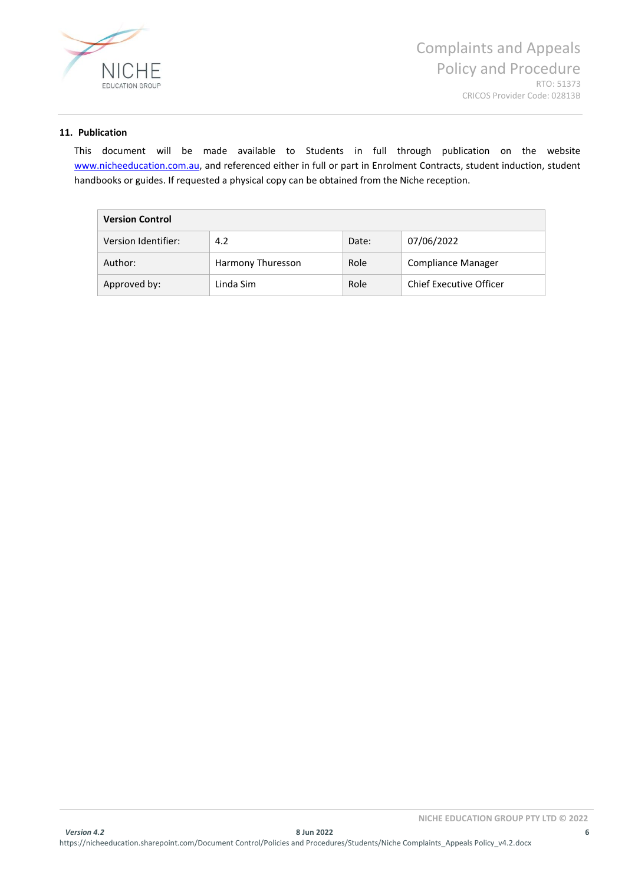## 11. Publication

This document will be made available to Students in full through publication on the website www.nicheeducation.com.au, and referenced either in full or part in Enrolment Contracts, student induction, student handbooks or guides. If requested a physical copy can be obtained from the Niche reception.

| **Version Control** | | | |
|---|---|---|---|
| Version Identifier: | 4.2 | Date: | 07/06/2022 |
| Author: | Harmony Thuresson | Role | Compliance Manager |
| Approved by: | Linda Sim | Role | Chief Executive Officer |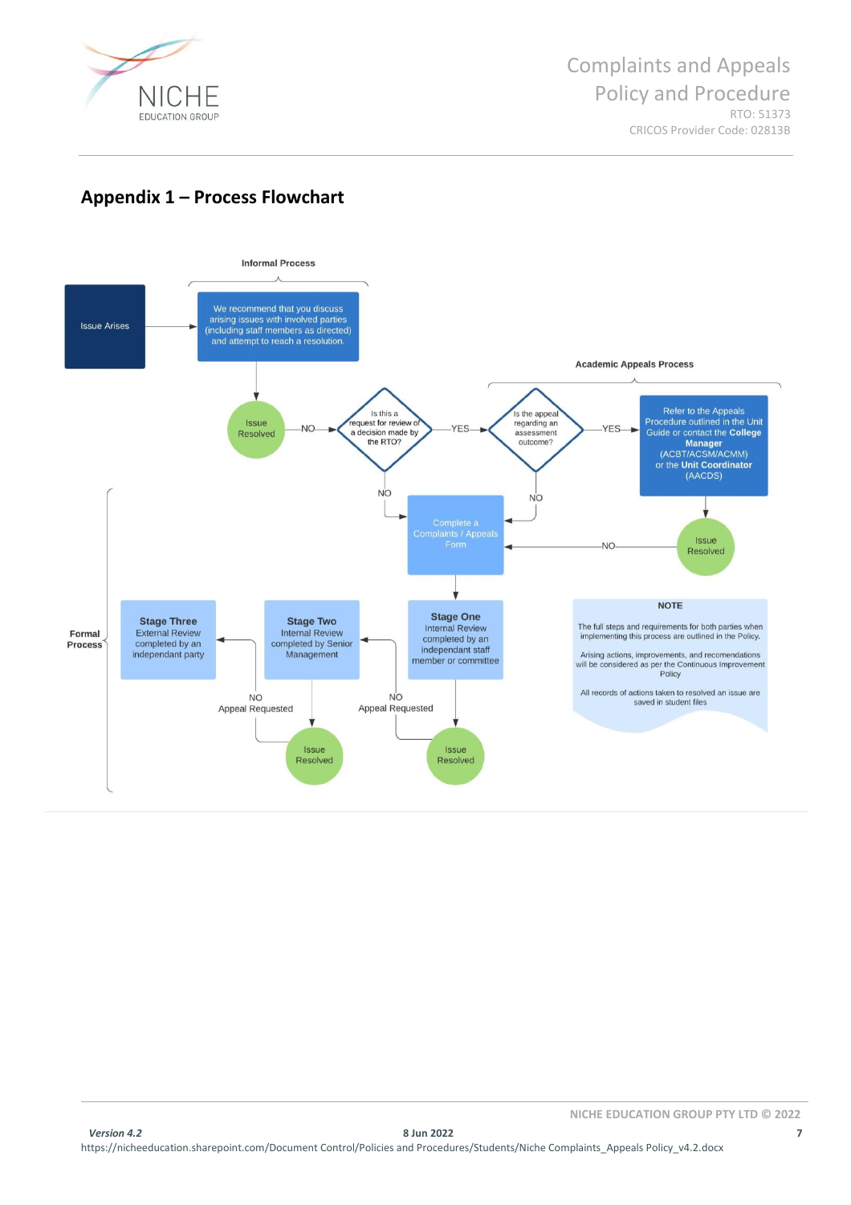## Appendix 1 – Process Flowchart

Informal Process

Issue Arises

We recommend that you discuss arising issues with involved parties (including staff members as directed) and attempt to reach a resolution.

Issue Resolved

NO

Is this a request for review of a decision made by the RTO?

YES

Academic Appeals Process

Is the appeal regarding an assessment outcome?

YES

Refer to the Appeals Procedure outlined in the Unit Guide or contact the **College Manager** (ACBT/ACSM/ACMM) or the **Unit Coordinator** (AACDS)

NO

NO

Complete a Complaints / Appeals Form

NO

Issue Resolved

Formal Process

**Stage Three** External Review completed by an independant party

**Stage Two** Internal Review completed by Senior Management

**Stage One** Internal Review completed by an independant staff member or committee

NO Appeal Requested

NO Appeal Requested

Issue Resolved

Issue Resolved

NOTE

The full steps and requirements for both parties when implementing this process are outlined in the Policy.

Arising actions, improvements, and recomendations will be considered as per the Continuous Improvement Policy

All records of actions taken to resolved an issue are saved in student files